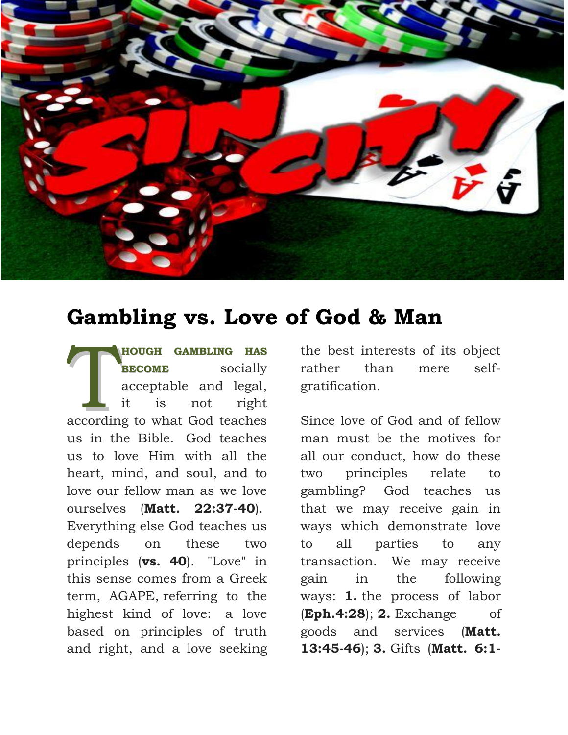## Gambling vs. Love of God & Man

**THOUGH GAMBLING HAS BECOME** socially acceptable and legal, it is not right according to what God teaches us in the Bible. God teaches us to love Him with all the heart, mind, and soul, and to love our fellow man as we love ourselves (**Matt. 22:37-40**). Everything else God teaches us depends on these two principles (**vs. 40**). "Love" in this sense comes from a Greek term, AGAPE, referring to the highest kind of love: a love based on principles of truth and right, and a love seeking the best interests of its object rather than mere self-gratification.

Since love of God and of fellow man must be the motives for all our conduct, how do these two principles relate to gambling? God teaches us that we may receive gain in ways which demonstrate love to all parties to any transaction. We may receive gain in the following ways: **1.** the process of labor (**Eph.4:28**); **2.** Exchange of goods and services (**Matt. 13:45-46**); **3.** Gifts (**Matt. 6:1-**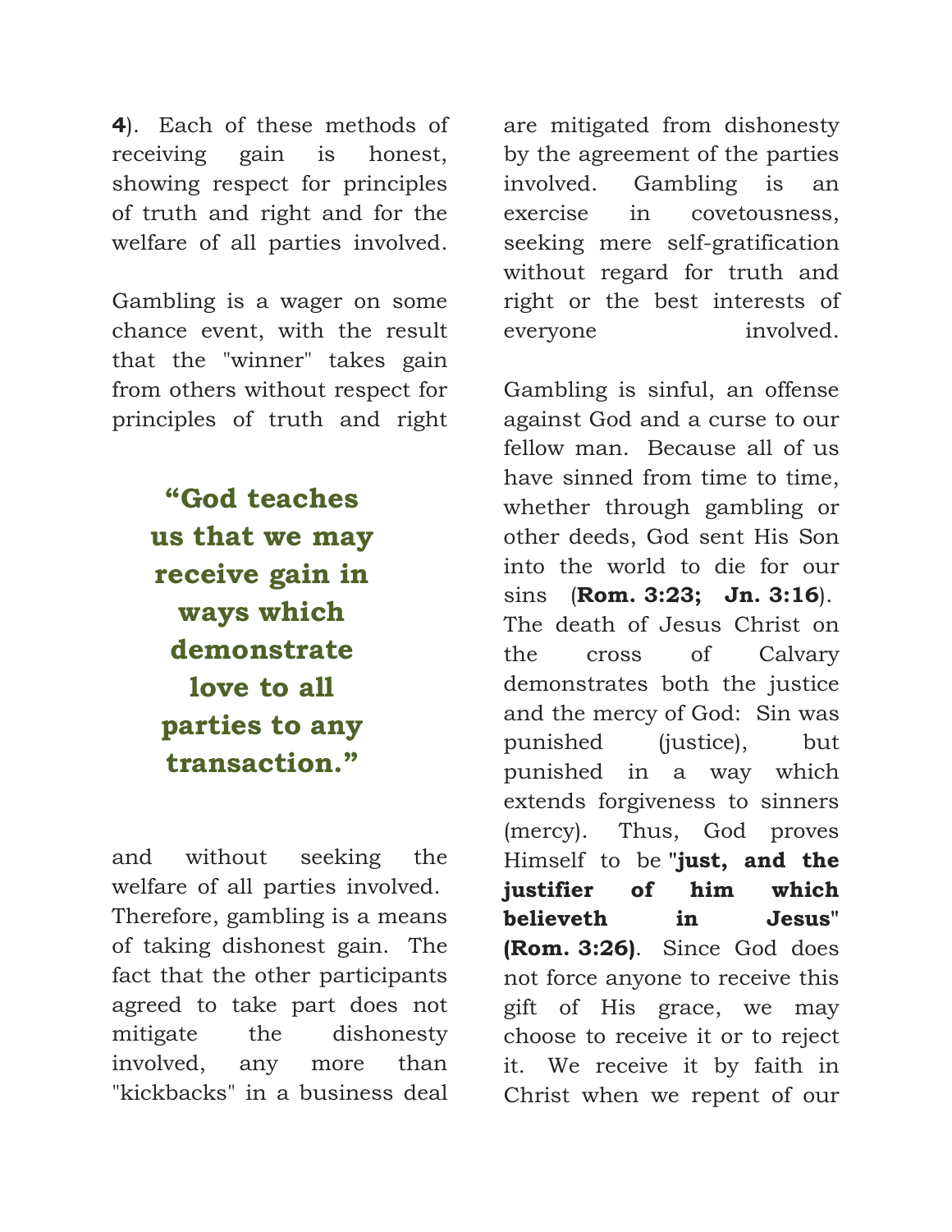**4**). Each of these methods of receiving gain is honest, showing respect for principles of truth and right and for the welfare of all parties involved.

Gambling is a wager on some chance event, with the result that the "winner" takes gain from others without respect for principles of truth and right and without seeking the welfare of all parties involved. Therefore, gambling is a means of taking dishonest gain. The fact that the other participants agreed to take part does not mitigate the dishonesty involved, any more than "kickbacks" in a business deal are mitigated from dishonesty by the agreement of the parties involved. Gambling is an exercise in covetousness, seeking mere self-gratification without regard for truth and right or the best interests of everyone involved.

> **"God teaches us that we may receive gain in ways which demonstrate love to all parties to any transaction."**

Gambling is sinful, an offense against God and a curse to our fellow man. Because all of us have sinned from time to time, whether through gambling or other deeds, God sent His Son into the world to die for our sins (**Rom. 3:23; Jn. 3:16**). The death of Jesus Christ on the cross of Calvary demonstrates both the justice and the mercy of God: Sin was punished (justice), but punished in a way which extends forgiveness to sinners (mercy). Thus, God proves Himself to be "**just, and the justifier of him which believeth in Jesus**" **(Rom. 3:26)**. Since God does not force anyone to receive this gift of His grace, we may choose to receive it or to reject it. We receive it by faith in Christ when we repent of our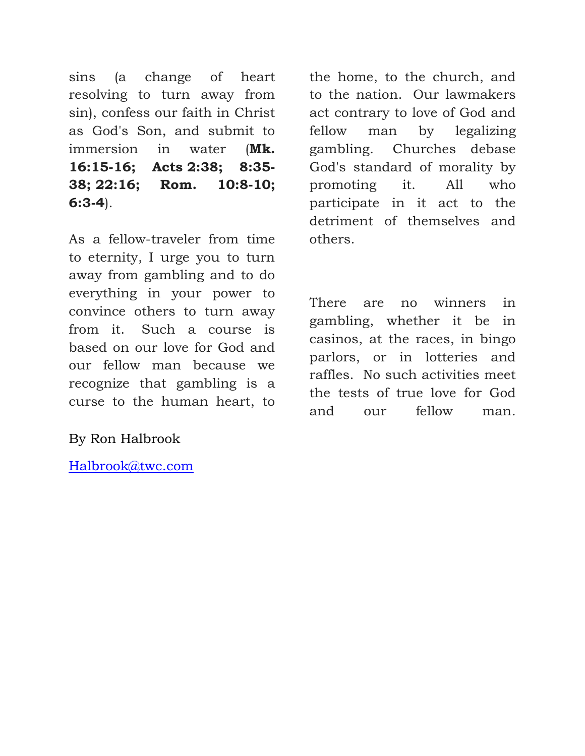sins (a change of heart resolving to turn away from sin), confess our faith in Christ as God's Son, and submit to immersion in water (**Mk. 16:15-16; Acts 2:38; 8:35-38; 22:16; Rom. 10:8-10; 6:3-4**).

As a fellow-traveler from time to eternity, I urge you to turn away from gambling and to do everything in your power to convince others to turn away from it. Such a course is based on our love for God and our fellow man because we recognize that gambling is a curse to the human heart, to the home, to the church, and to the nation. Our lawmakers act contrary to love of God and fellow man by legalizing gambling. Churches debase God's standard of morality by promoting it. All who participate in it act to the detriment of themselves and others.

There are no winners in gambling, whether it be in casinos, at the races, in bingo parlors, or in lotteries and raffles. No such activities meet the tests of true love for God and our fellow man.

By Ron Halbrook

Halbrook@twc.com